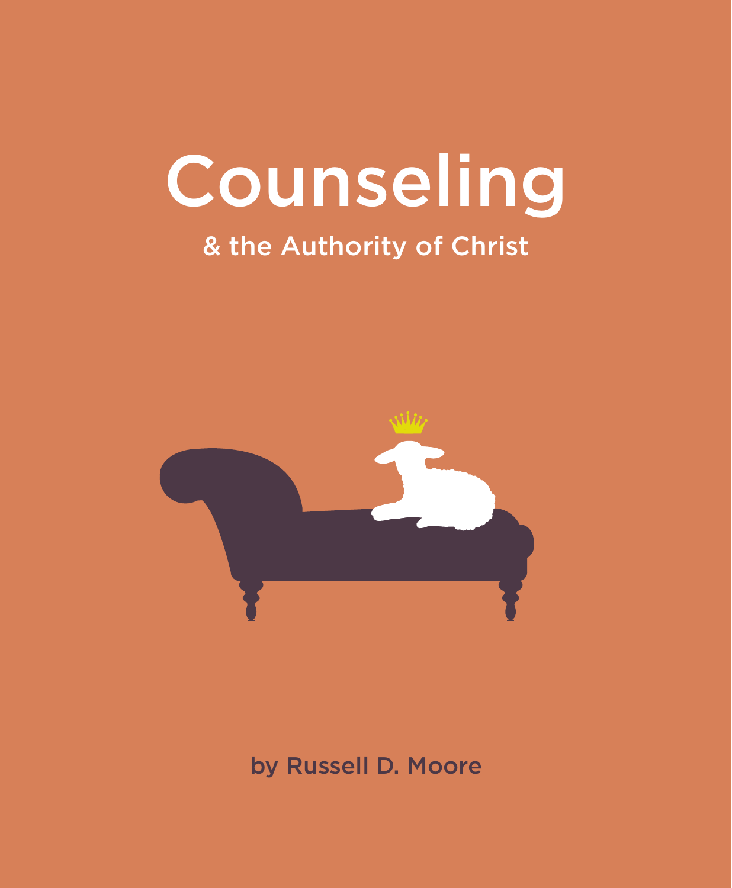# Counseling

## & the Authority of Christ

by Russell D. Moore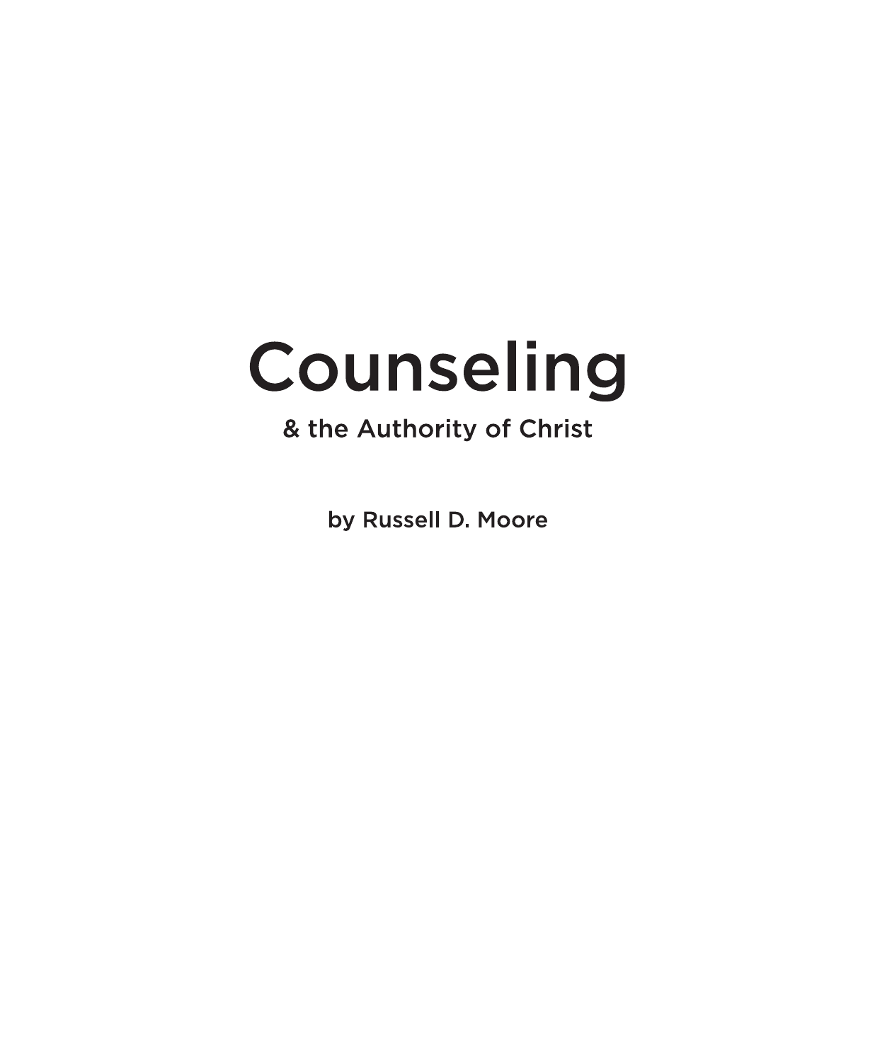# Counseling

## & the Authority of Christ

by Russell D. Moore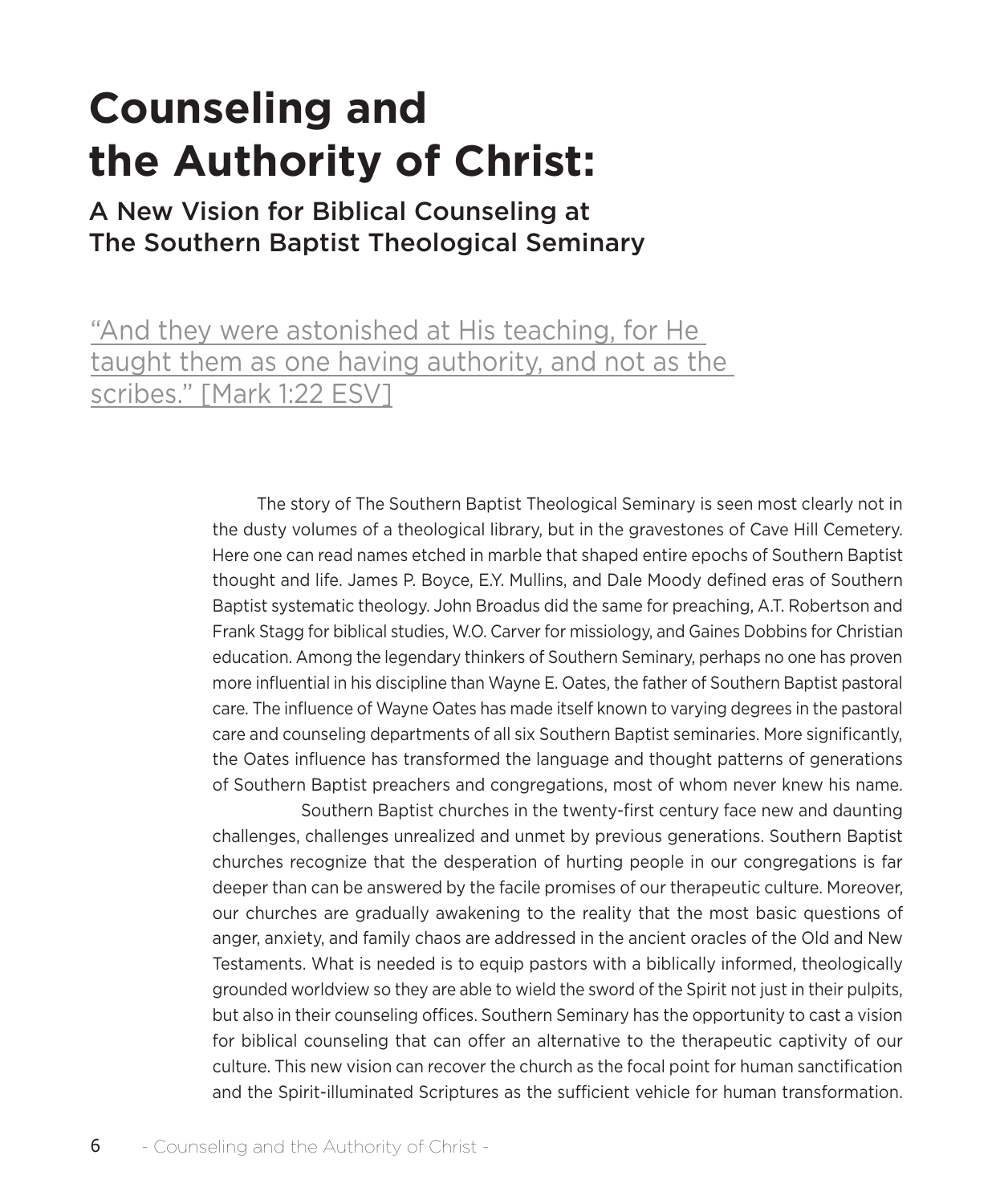# Counseling and the Authority of Christ:

## A New Vision for Biblical Counseling at The Southern Baptist Theological Seminary

"And they were astonished at His teaching, for He taught them as one having authority, and not as the scribes." [Mark 1:22 ESV]

The story of The Southern Baptist Theological Seminary is seen most clearly not in the dusty volumes of a theological library, but in the gravestones of Cave Hill Cemetery. Here one can read names etched in marble that shaped entire epochs of Southern Baptist thought and life. James P. Boyce, E.Y. Mullins, and Dale Moody defined eras of Southern Baptist systematic theology. John Broadus did the same for preaching, A.T. Robertson and Frank Stagg for biblical studies, W.O. Carver for missiology, and Gaines Dobbins for Christian education. Among the legendary thinkers of Southern Seminary, perhaps no one has proven more influential in his discipline than Wayne E. Oates, the father of Southern Baptist pastoral care. The influence of Wayne Oates has made itself known to varying degrees in the pastoral care and counseling departments of all six Southern Baptist seminaries. More significantly, the Oates influence has transformed the language and thought patterns of generations of Southern Baptist preachers and congregations, most of whom never knew his name.

Southern Baptist churches in the twenty-first century face new and daunting challenges, challenges unrealized and unmet by previous generations. Southern Baptist churches recognize that the desperation of hurting people in our congregations is far deeper than can be answered by the facile promises of our therapeutic culture. Moreover, our churches are gradually awakening to the reality that the most basic questions of anger, anxiety, and family chaos are addressed in the ancient oracles of the Old and New Testaments. What is needed is to equip pastors with a biblically informed, theologically grounded worldview so they are able to wield the sword of the Spirit not just in their pulpits, but also in their counseling offices. Southern Seminary has the opportunity to cast a vision for biblical counseling that can offer an alternative to the therapeutic captivity of our culture. This new vision can recover the church as the focal point for human sanctification and the Spirit-illuminated Scriptures as the sufficient vehicle for human transformation.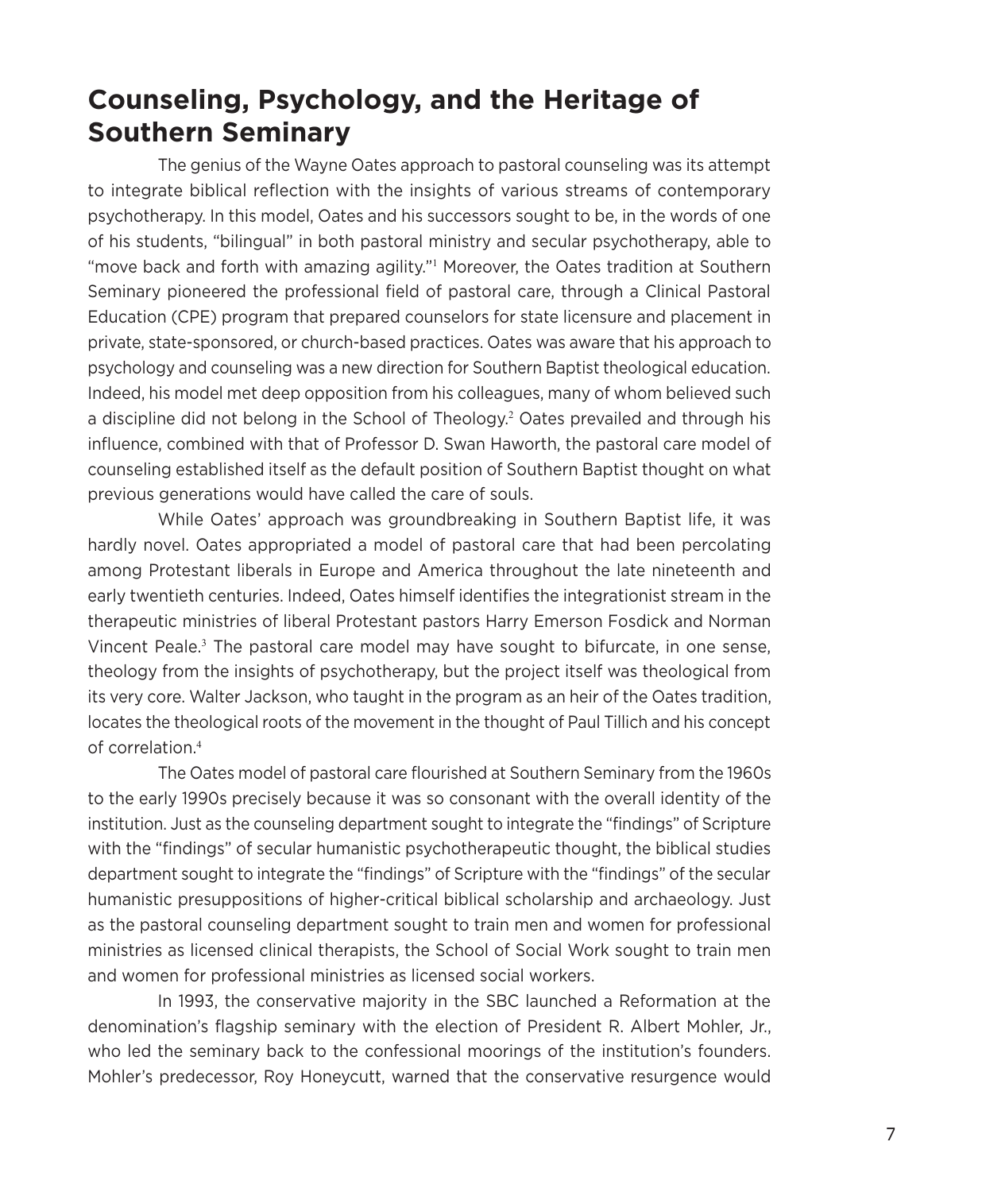## Counseling, Psychology, and the Heritage of Southern Seminary

The genius of the Wayne Oates approach to pastoral counseling was its attempt to integrate biblical reflection with the insights of various streams of contemporary psychotherapy. In this model, Oates and his successors sought to be, in the words of one of his students, "bilingual" in both pastoral ministry and secular psychotherapy, able to "move back and forth with amazing agility."[1] Moreover, the Oates tradition at Southern Seminary pioneered the professional field of pastoral care, through a Clinical Pastoral Education (CPE) program that prepared counselors for state licensure and placement in private, state-sponsored, or church-based practices. Oates was aware that his approach to psychology and counseling was a new direction for Southern Baptist theological education. Indeed, his model met deep opposition from his colleagues, many of whom believed such a discipline did not belong in the School of Theology.[2] Oates prevailed and through his influence, combined with that of Professor D. Swan Haworth, the pastoral care model of counseling established itself as the default position of Southern Baptist thought on what previous generations would have called the care of souls.

While Oates' approach was groundbreaking in Southern Baptist life, it was hardly novel. Oates appropriated a model of pastoral care that had been percolating among Protestant liberals in Europe and America throughout the late nineteenth and early twentieth centuries. Indeed, Oates himself identifies the integrationist stream in the therapeutic ministries of liberal Protestant pastors Harry Emerson Fosdick and Norman Vincent Peale.[3] The pastoral care model may have sought to bifurcate, in one sense, theology from the insights of psychotherapy, but the project itself was theological from its very core. Walter Jackson, who taught in the program as an heir of the Oates tradition, locates the theological roots of the movement in the thought of Paul Tillich and his concept of correlation.[4]

The Oates model of pastoral care flourished at Southern Seminary from the 1960s to the early 1990s precisely because it was so consonant with the overall identity of the institution. Just as the counseling department sought to integrate the "findings" of Scripture with the "findings" of secular humanistic psychotherapeutic thought, the biblical studies department sought to integrate the "findings" of Scripture with the "findings" of the secular humanistic presuppositions of higher-critical biblical scholarship and archaeology. Just as the pastoral counseling department sought to train men and women for professional ministries as licensed clinical therapists, the School of Social Work sought to train men and women for professional ministries as licensed social workers.

In 1993, the conservative majority in the SBC launched a Reformation at the denomination's flagship seminary with the election of President R. Albert Mohler, Jr., who led the seminary back to the confessional moorings of the institution's founders. Mohler's predecessor, Roy Honeycutt, warned that the conservative resurgence would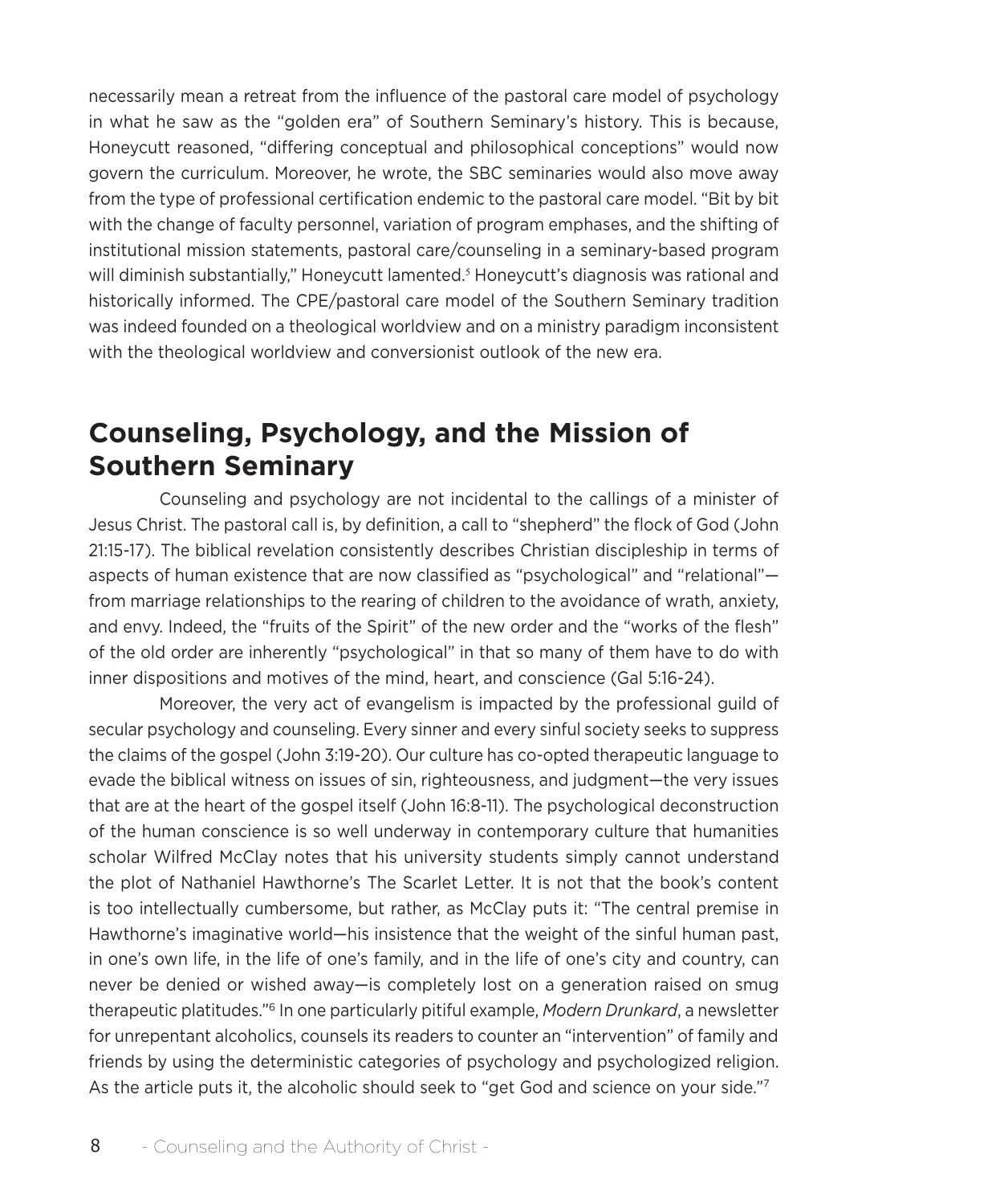necessarily mean a retreat from the influence of the pastoral care model of psychology in what he saw as the "golden era" of Southern Seminary's history. This is because, Honeycutt reasoned, "differing conceptual and philosophical conceptions" would now govern the curriculum. Moreover, he wrote, the SBC seminaries would also move away from the type of professional certification endemic to the pastoral care model. "Bit by bit with the change of faculty personnel, variation of program emphases, and the shifting of institutional mission statements, pastoral care/counseling in a seminary-based program will diminish substantially," Honeycutt lamented.[5] Honeycutt's diagnosis was rational and historically informed. The CPE/pastoral care model of the Southern Seminary tradition was indeed founded on a theological worldview and on a ministry paradigm inconsistent with the theological worldview and conversionist outlook of the new era.

## Counseling, Psychology, and the Mission of Southern Seminary

Counseling and psychology are not incidental to the callings of a minister of Jesus Christ. The pastoral call is, by definition, a call to "shepherd" the flock of God (John 21:15-17). The biblical revelation consistently describes Christian discipleship in terms of aspects of human existence that are now classified as "psychological" and "relational"—from marriage relationships to the rearing of children to the avoidance of wrath, anxiety, and envy. Indeed, the "fruits of the Spirit" of the new order and the "works of the flesh" of the old order are inherently "psychological" in that so many of them have to do with inner dispositions and motives of the mind, heart, and conscience (Gal 5:16-24).

Moreover, the very act of evangelism is impacted by the professional guild of secular psychology and counseling. Every sinner and every sinful society seeks to suppress the claims of the gospel (John 3:19-20). Our culture has co-opted therapeutic language to evade the biblical witness on issues of sin, righteousness, and judgment—the very issues that are at the heart of the gospel itself (John 16:8-11). The psychological deconstruction of the human conscience is so well underway in contemporary culture that humanities scholar Wilfred McClay notes that his university students simply cannot understand the plot of Nathaniel Hawthorne's The Scarlet Letter. It is not that the book's content is too intellectually cumbersome, but rather, as McClay puts it: "The central premise in Hawthorne's imaginative world—his insistence that the weight of the sinful human past, in one's own life, in the life of one's family, and in the life of one's city and country, can never be denied or wished away—is completely lost on a generation raised on smug therapeutic platitudes."[6] In one particularly pitiful example, *Modern Drunkard*, a newsletter for unrepentant alcoholics, counsels its readers to counter an "intervention" of family and friends by using the deterministic categories of psychology and psychologized religion. As the article puts it, the alcoholic should seek to "get God and science on your side."[7]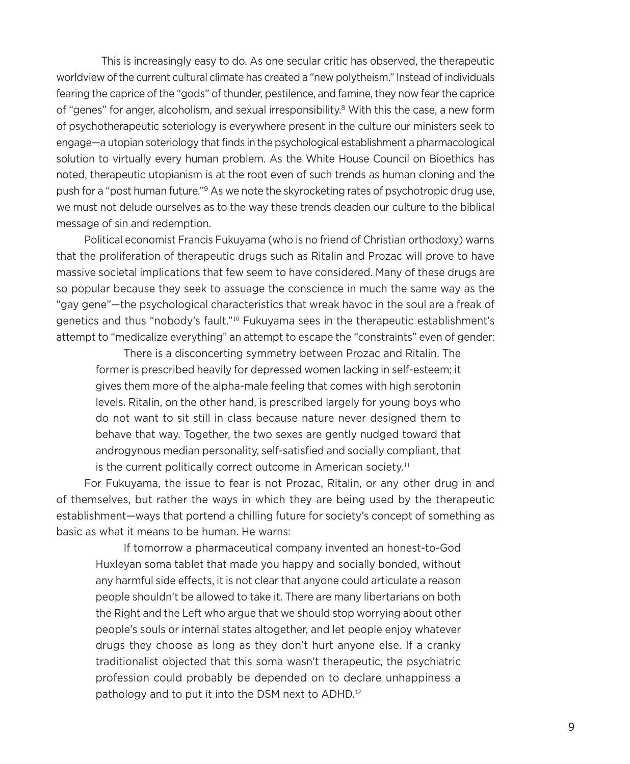This is increasingly easy to do. As one secular critic has observed, the therapeutic worldview of the current cultural climate has created a "new polytheism." Instead of individuals fearing the caprice of the "gods" of thunder, pestilence, and famine, they now fear the caprice of "genes" for anger, alcoholism, and sexual irresponsibility.[8] With this the case, a new form of psychotherapeutic soteriology is everywhere present in the culture our ministers seek to engage—a utopian soteriology that finds in the psychological establishment a pharmacological solution to virtually every human problem. As the White House Council on Bioethics has noted, therapeutic utopianism is at the root even of such trends as human cloning and the push for a "post human future."[9] As we note the skyrocketing rates of psychotropic drug use, we must not delude ourselves as to the way these trends deaden our culture to the biblical message of sin and redemption.

Political economist Francis Fukuyama (who is no friend of Christian orthodoxy) warns that the proliferation of therapeutic drugs such as Ritalin and Prozac will prove to have massive societal implications that few seem to have considered. Many of these drugs are so popular because they seek to assuage the conscience in much the same way as the "gay gene"—the psychological characteristics that wreak havoc in the soul are a freak of genetics and thus "nobody's fault."[10] Fukuyama sees in the therapeutic establishment's attempt to "medicalize everything" an attempt to escape the "constraints" even of gender:

> There is a disconcerting symmetry between Prozac and Ritalin. The former is prescribed heavily for depressed women lacking in self-esteem; it gives them more of the alpha-male feeling that comes with high serotonin levels. Ritalin, on the other hand, is prescribed largely for young boys who do not want to sit still in class because nature never designed them to behave that way. Together, the two sexes are gently nudged toward that androgynous median personality, self-satisfied and socially compliant, that is the current politically correct outcome in American society.[11]

For Fukuyama, the issue to fear is not Prozac, Ritalin, or any other drug in and of themselves, but rather the ways in which they are being used by the therapeutic establishment—ways that portend a chilling future for society's concept of something as basic as what it means to be human. He warns:

> If tomorrow a pharmaceutical company invented an honest-to-God Huxleyan soma tablet that made you happy and socially bonded, without any harmful side effects, it is not clear that anyone could articulate a reason people shouldn't be allowed to take it. There are many libertarians on both the Right and the Left who argue that we should stop worrying about other people's souls or internal states altogether, and let people enjoy whatever drugs they choose as long as they don't hurt anyone else. If a cranky traditionalist objected that this soma wasn't therapeutic, the psychiatric profession could probably be depended on to declare unhappiness a pathology and to put it into the DSM next to ADHD.[12]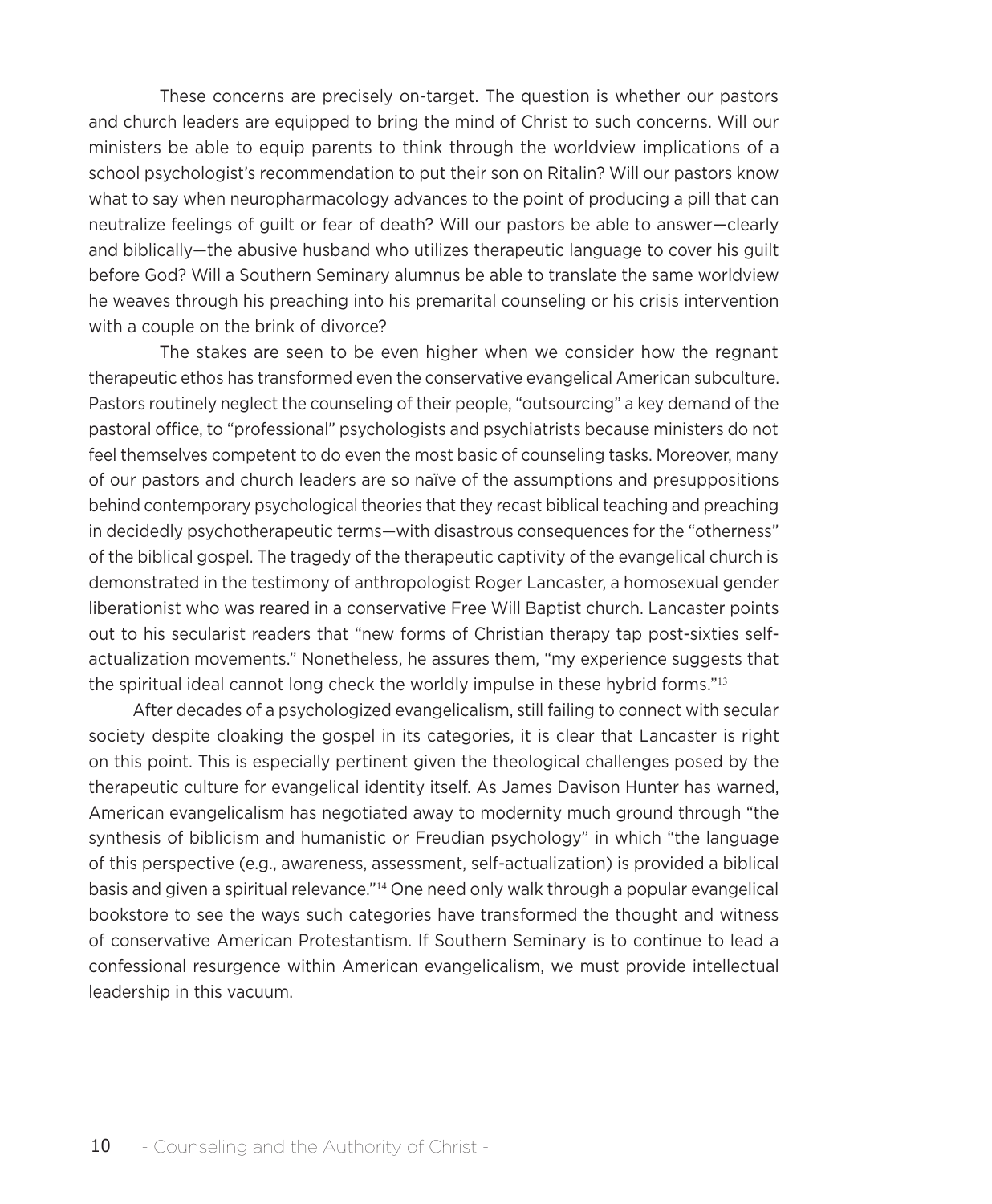These concerns are precisely on-target. The question is whether our pastors and church leaders are equipped to bring the mind of Christ to such concerns. Will our ministers be able to equip parents to think through the worldview implications of a school psychologist's recommendation to put their son on Ritalin? Will our pastors know what to say when neuropharmacology advances to the point of producing a pill that can neutralize feelings of guilt or fear of death? Will our pastors be able to answer—clearly and biblically—the abusive husband who utilizes therapeutic language to cover his guilt before God? Will a Southern Seminary alumnus be able to translate the same worldview he weaves through his preaching into his premarital counseling or his crisis intervention with a couple on the brink of divorce?

The stakes are seen to be even higher when we consider how the regnant therapeutic ethos has transformed even the conservative evangelical American subculture. Pastors routinely neglect the counseling of their people, "outsourcing" a key demand of the pastoral office, to "professional" psychologists and psychiatrists because ministers do not feel themselves competent to do even the most basic of counseling tasks. Moreover, many of our pastors and church leaders are so naïve of the assumptions and presuppositions behind contemporary psychological theories that they recast biblical teaching and preaching in decidedly psychotherapeutic terms—with disastrous consequences for the "otherness" of the biblical gospel. The tragedy of the therapeutic captivity of the evangelical church is demonstrated in the testimony of anthropologist Roger Lancaster, a homosexual gender liberationist who was reared in a conservative Free Will Baptist church. Lancaster points out to his secularist readers that "new forms of Christian therapy tap post-sixties self-actualization movements." Nonetheless, he assures them, "my experience suggests that the spiritual ideal cannot long check the worldly impulse in these hybrid forms."[13]

After decades of a psychologized evangelicalism, still failing to connect with secular society despite cloaking the gospel in its categories, it is clear that Lancaster is right on this point. This is especially pertinent given the theological challenges posed by the therapeutic culture for evangelical identity itself. As James Davison Hunter has warned, American evangelicalism has negotiated away to modernity much ground through "the synthesis of biblicism and humanistic or Freudian psychology" in which "the language of this perspective (e.g., awareness, assessment, self-actualization) is provided a biblical basis and given a spiritual relevance."[14] One need only walk through a popular evangelical bookstore to see the ways such categories have transformed the thought and witness of conservative American Protestantism. If Southern Seminary is to continue to lead a confessional resurgence within American evangelicalism, we must provide intellectual leadership in this vacuum.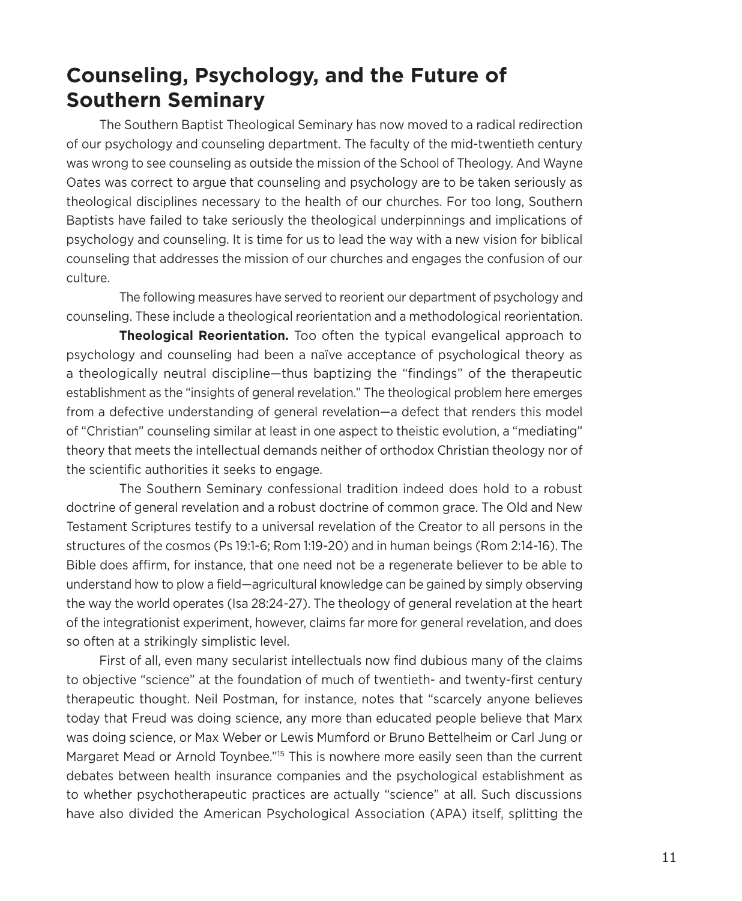## Counseling, Psychology, and the Future of Southern Seminary

The Southern Baptist Theological Seminary has now moved to a radical redirection of our psychology and counseling department. The faculty of the mid-twentieth century was wrong to see counseling as outside the mission of the School of Theology. And Wayne Oates was correct to argue that counseling and psychology are to be taken seriously as theological disciplines necessary to the health of our churches. For too long, Southern Baptists have failed to take seriously the theological underpinnings and implications of psychology and counseling. It is time for us to lead the way with a new vision for biblical counseling that addresses the mission of our churches and engages the confusion of our culture.

The following measures have served to reorient our department of psychology and counseling. These include a theological reorientation and a methodological reorientation.

**Theological Reorientation.** Too often the typical evangelical approach to psychology and counseling had been a naïve acceptance of psychological theory as a theologically neutral discipline—thus baptizing the "findings" of the therapeutic establishment as the "insights of general revelation." The theological problem here emerges from a defective understanding of general revelation—a defect that renders this model of "Christian" counseling similar at least in one aspect to theistic evolution, a "mediating" theory that meets the intellectual demands neither of orthodox Christian theology nor of the scientific authorities it seeks to engage.

The Southern Seminary confessional tradition indeed does hold to a robust doctrine of general revelation and a robust doctrine of common grace. The Old and New Testament Scriptures testify to a universal revelation of the Creator to all persons in the structures of the cosmos (Ps 19:1-6; Rom 1:19-20) and in human beings (Rom 2:14-16). The Bible does affirm, for instance, that one need not be a regenerate believer to be able to understand how to plow a field—agricultural knowledge can be gained by simply observing the way the world operates (Isa 28:24-27). The theology of general revelation at the heart of the integrationist experiment, however, claims far more for general revelation, and does so often at a strikingly simplistic level.

First of all, even many secularist intellectuals now find dubious many of the claims to objective "science" at the foundation of much of twentieth- and twenty-first century therapeutic thought. Neil Postman, for instance, notes that "scarcely anyone believes today that Freud was doing science, any more than educated people believe that Marx was doing science, or Max Weber or Lewis Mumford or Bruno Bettelheim or Carl Jung or Margaret Mead or Arnold Toynbee."[15] This is nowhere more easily seen than the current debates between health insurance companies and the psychological establishment as to whether psychotherapeutic practices are actually "science" at all. Such discussions have also divided the American Psychological Association (APA) itself, splitting the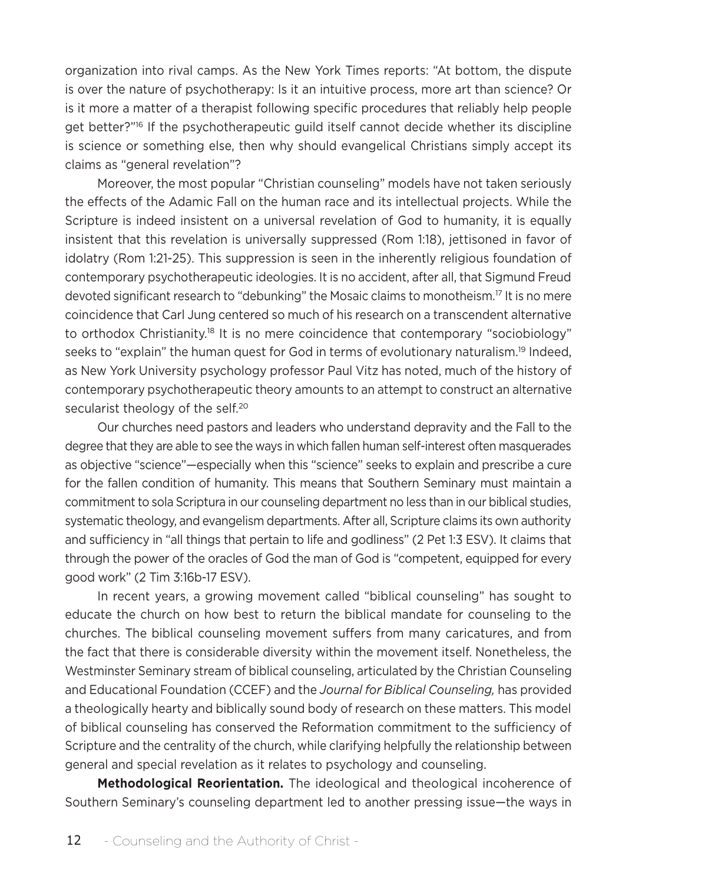organization into rival camps. As the New York Times reports: "At bottom, the dispute is over the nature of psychotherapy: Is it an intuitive process, more art than science? Or is it more a matter of a therapist following specific procedures that reliably help people get better?"[16] If the psychotherapeutic guild itself cannot decide whether its discipline is science or something else, then why should evangelical Christians simply accept its claims as "general revelation"?

Moreover, the most popular "Christian counseling" models have not taken seriously the effects of the Adamic Fall on the human race and its intellectual projects. While the Scripture is indeed insistent on a universal revelation of God to humanity, it is equally insistent that this revelation is universally suppressed (Rom 1:18), jettisoned in favor of idolatry (Rom 1:21-25). This suppression is seen in the inherently religious foundation of contemporary psychotherapeutic ideologies. It is no accident, after all, that Sigmund Freud devoted significant research to "debunking" the Mosaic claims to monotheism.[17] It is no mere coincidence that Carl Jung centered so much of his research on a transcendent alternative to orthodox Christianity.[18] It is no mere coincidence that contemporary "sociobiology" seeks to "explain" the human quest for God in terms of evolutionary naturalism.[19] Indeed, as New York University psychology professor Paul Vitz has noted, much of the history of contemporary psychotherapeutic theory amounts to an attempt to construct an alternative secularist theology of the self.[20]

Our churches need pastors and leaders who understand depravity and the Fall to the degree that they are able to see the ways in which fallen human self-interest often masquerades as objective "science"—especially when this "science" seeks to explain and prescribe a cure for the fallen condition of humanity. This means that Southern Seminary must maintain a commitment to sola Scriptura in our counseling department no less than in our biblical studies, systematic theology, and evangelism departments. After all, Scripture claims its own authority and sufficiency in "all things that pertain to life and godliness" (2 Pet 1:3 ESV). It claims that through the power of the oracles of God the man of God is "competent, equipped for every good work" (2 Tim 3:16b-17 ESV).

In recent years, a growing movement called "biblical counseling" has sought to educate the church on how best to return the biblical mandate for counseling to the churches. The biblical counseling movement suffers from many caricatures, and from the fact that there is considerable diversity within the movement itself. Nonetheless, the Westminster Seminary stream of biblical counseling, articulated by the Christian Counseling and Educational Foundation (CCEF) and the *Journal for Biblical Counseling,* has provided a theologically hearty and biblically sound body of research on these matters. This model of biblical counseling has conserved the Reformation commitment to the sufficiency of Scripture and the centrality of the church, while clarifying helpfully the relationship between general and special revelation as it relates to psychology and counseling.

**Methodological Reorientation.** The ideological and theological incoherence of Southern Seminary's counseling department led to another pressing issue—the ways in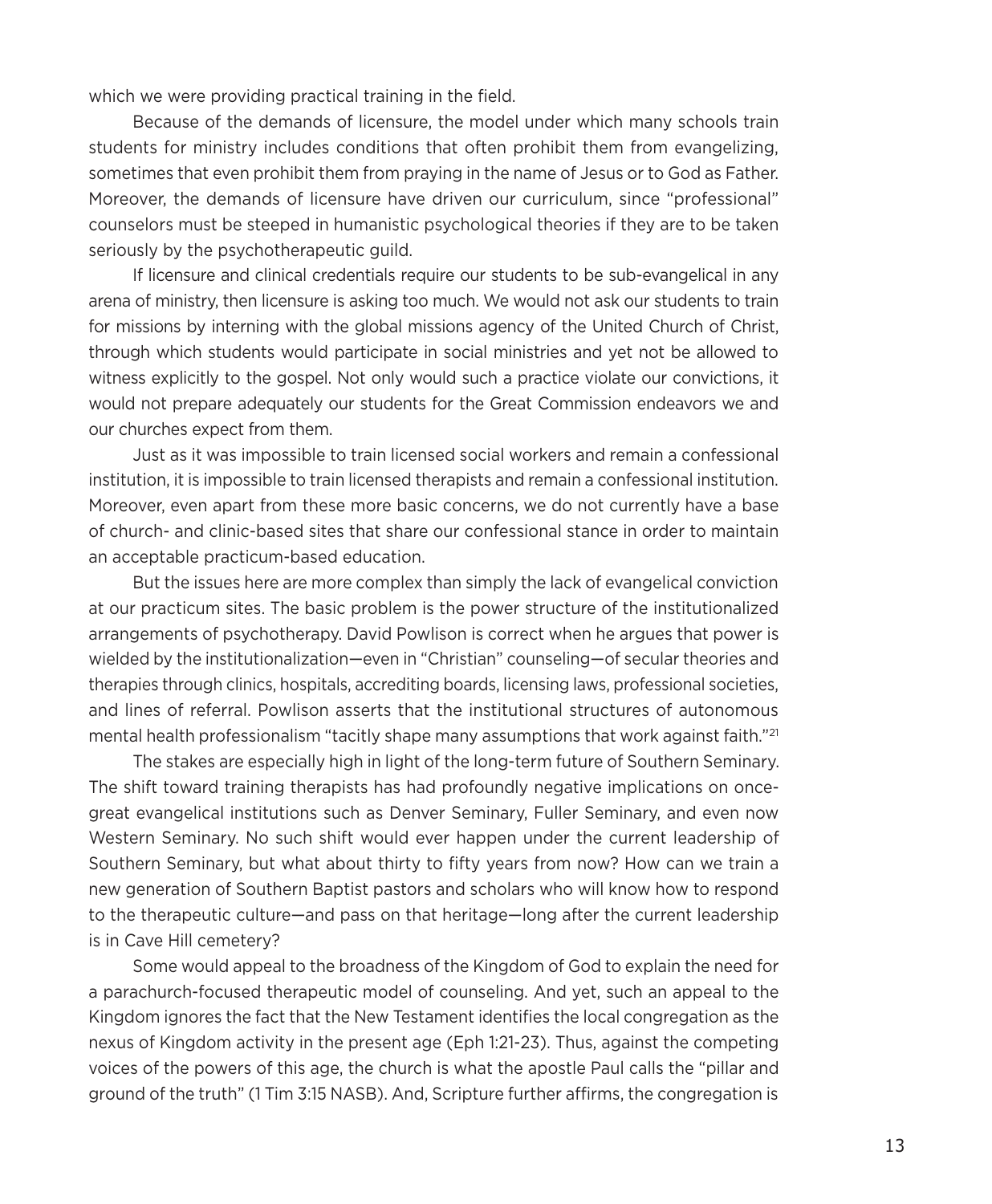which we were providing practical training in the field.

Because of the demands of licensure, the model under which many schools train students for ministry includes conditions that often prohibit them from evangelizing, sometimes that even prohibit them from praying in the name of Jesus or to God as Father. Moreover, the demands of licensure have driven our curriculum, since "professional" counselors must be steeped in humanistic psychological theories if they are to be taken seriously by the psychotherapeutic guild.

If licensure and clinical credentials require our students to be sub-evangelical in any arena of ministry, then licensure is asking too much. We would not ask our students to train for missions by interning with the global missions agency of the United Church of Christ, through which students would participate in social ministries and yet not be allowed to witness explicitly to the gospel. Not only would such a practice violate our convictions, it would not prepare adequately our students for the Great Commission endeavors we and our churches expect from them.

Just as it was impossible to train licensed social workers and remain a confessional institution, it is impossible to train licensed therapists and remain a confessional institution. Moreover, even apart from these more basic concerns, we do not currently have a base of church- and clinic-based sites that share our confessional stance in order to maintain an acceptable practicum-based education.

But the issues here are more complex than simply the lack of evangelical conviction at our practicum sites. The basic problem is the power structure of the institutionalized arrangements of psychotherapy. David Powlison is correct when he argues that power is wielded by the institutionalization—even in "Christian" counseling—of secular theories and therapies through clinics, hospitals, accrediting boards, licensing laws, professional societies, and lines of referral. Powlison asserts that the institutional structures of autonomous mental health professionalism "tacitly shape many assumptions that work against faith."[21]

The stakes are especially high in light of the long-term future of Southern Seminary. The shift toward training therapists has had profoundly negative implications on once-great evangelical institutions such as Denver Seminary, Fuller Seminary, and even now Western Seminary. No such shift would ever happen under the current leadership of Southern Seminary, but what about thirty to fifty years from now? How can we train a new generation of Southern Baptist pastors and scholars who will know how to respond to the therapeutic culture—and pass on that heritage—long after the current leadership is in Cave Hill cemetery?

Some would appeal to the broadness of the Kingdom of God to explain the need for a parachurch-focused therapeutic model of counseling. And yet, such an appeal to the Kingdom ignores the fact that the New Testament identifies the local congregation as the nexus of Kingdom activity in the present age (Eph 1:21-23). Thus, against the competing voices of the powers of this age, the church is what the apostle Paul calls the "pillar and ground of the truth" (1 Tim 3:15 NASB). And, Scripture further affirms, the congregation is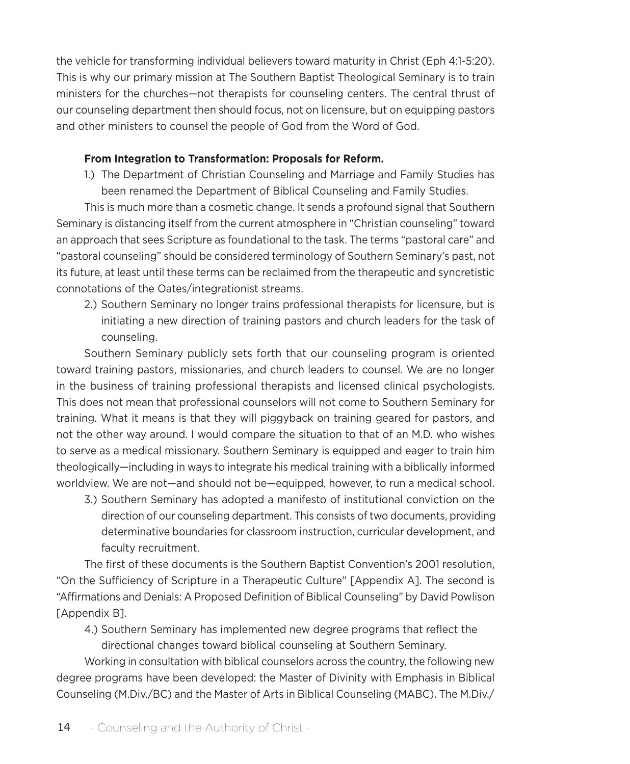the vehicle for transforming individual believers toward maturity in Christ (Eph 4:1-5:20). This is why our primary mission at The Southern Baptist Theological Seminary is to train ministers for the churches—not therapists for counseling centers. The central thrust of our counseling department then should focus, not on licensure, but on equipping pastors and other ministers to counsel the people of God from the Word of God.

**From Integration to Transformation: Proposals for Reform.**

1.) The Department of Christian Counseling and Marriage and Family Studies has been renamed the Department of Biblical Counseling and Family Studies.

This is much more than a cosmetic change. It sends a profound signal that Southern Seminary is distancing itself from the current atmosphere in "Christian counseling" toward an approach that sees Scripture as foundational to the task. The terms "pastoral care" and "pastoral counseling" should be considered terminology of Southern Seminary's past, not its future, at least until these terms can be reclaimed from the therapeutic and syncretistic connotations of the Oates/integrationist streams.

2.) Southern Seminary no longer trains professional therapists for licensure, but is initiating a new direction of training pastors and church leaders for the task of counseling.

Southern Seminary publicly sets forth that our counseling program is oriented toward training pastors, missionaries, and church leaders to counsel. We are no longer in the business of training professional therapists and licensed clinical psychologists. This does not mean that professional counselors will not come to Southern Seminary for training. What it means is that they will piggyback on training geared for pastors, and not the other way around. I would compare the situation to that of an M.D. who wishes to serve as a medical missionary. Southern Seminary is equipped and eager to train him theologically—including in ways to integrate his medical training with a biblically informed worldview. We are not—and should not be—equipped, however, to run a medical school.

3.) Southern Seminary has adopted a manifesto of institutional conviction on the direction of our counseling department. This consists of two documents, providing determinative boundaries for classroom instruction, curricular development, and faculty recruitment.

The first of these documents is the Southern Baptist Convention's 2001 resolution, "On the Sufficiency of Scripture in a Therapeutic Culture" [Appendix A]. The second is "Affirmations and Denials: A Proposed Definition of Biblical Counseling" by David Powlison [Appendix B].

4.) Southern Seminary has implemented new degree programs that reflect the directional changes toward biblical counseling at Southern Seminary.

Working in consultation with biblical counselors across the country, the following new degree programs have been developed: the Master of Divinity with Emphasis in Biblical Counseling (M.Div./BC) and the Master of Arts in Biblical Counseling (MABC). The M.Div./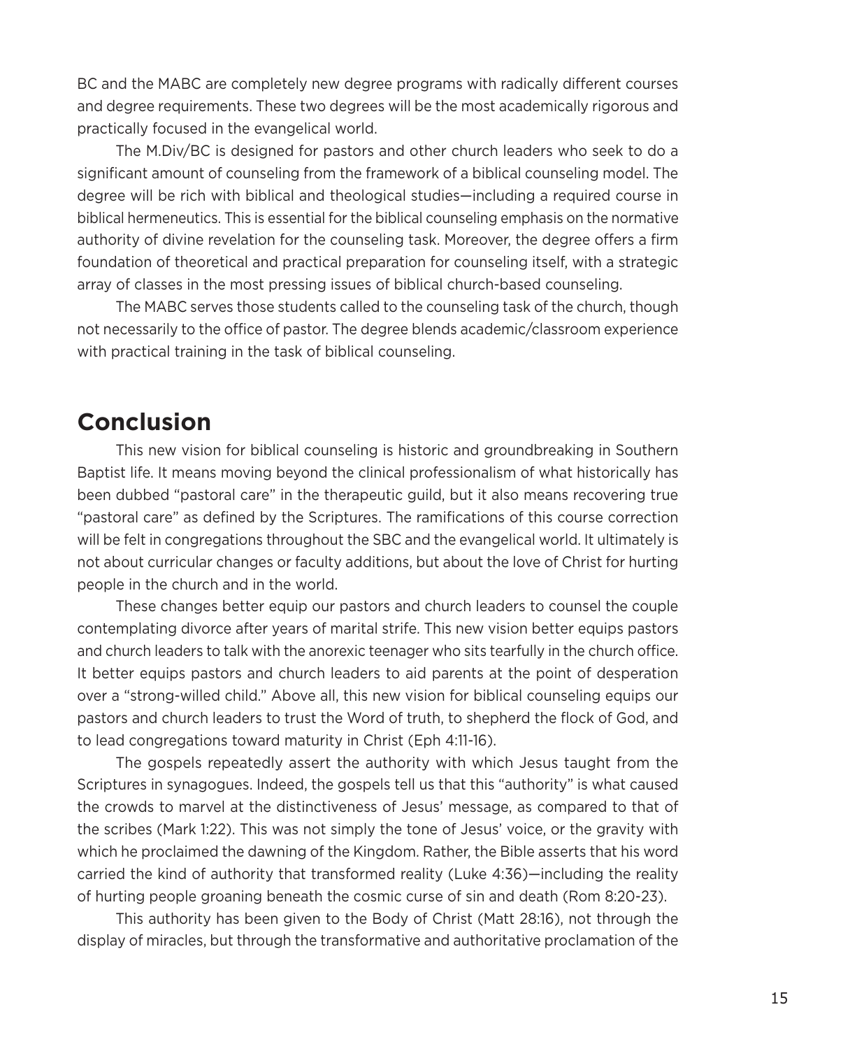BC and the MABC are completely new degree programs with radically different courses and degree requirements. These two degrees will be the most academically rigorous and practically focused in the evangelical world.

The M.Div/BC is designed for pastors and other church leaders who seek to do a significant amount of counseling from the framework of a biblical counseling model. The degree will be rich with biblical and theological studies—including a required course in biblical hermeneutics. This is essential for the biblical counseling emphasis on the normative authority of divine revelation for the counseling task. Moreover, the degree offers a firm foundation of theoretical and practical preparation for counseling itself, with a strategic array of classes in the most pressing issues of biblical church-based counseling.

The MABC serves those students called to the counseling task of the church, though not necessarily to the office of pastor. The degree blends academic/classroom experience with practical training in the task of biblical counseling.

## Conclusion

This new vision for biblical counseling is historic and groundbreaking in Southern Baptist life. It means moving beyond the clinical professionalism of what historically has been dubbed "pastoral care" in the therapeutic guild, but it also means recovering true "pastoral care" as defined by the Scriptures. The ramifications of this course correction will be felt in congregations throughout the SBC and the evangelical world. It ultimately is not about curricular changes or faculty additions, but about the love of Christ for hurting people in the church and in the world.

These changes better equip our pastors and church leaders to counsel the couple contemplating divorce after years of marital strife. This new vision better equips pastors and church leaders to talk with the anorexic teenager who sits tearfully in the church office. It better equips pastors and church leaders to aid parents at the point of desperation over a "strong-willed child." Above all, this new vision for biblical counseling equips our pastors and church leaders to trust the Word of truth, to shepherd the flock of God, and to lead congregations toward maturity in Christ (Eph 4:11-16).

The gospels repeatedly assert the authority with which Jesus taught from the Scriptures in synagogues. Indeed, the gospels tell us that this "authority" is what caused the crowds to marvel at the distinctiveness of Jesus' message, as compared to that of the scribes (Mark 1:22). This was not simply the tone of Jesus' voice, or the gravity with which he proclaimed the dawning of the Kingdom. Rather, the Bible asserts that his word carried the kind of authority that transformed reality (Luke 4:36)—including the reality of hurting people groaning beneath the cosmic curse of sin and death (Rom 8:20-23).

This authority has been given to the Body of Christ (Matt 28:16), not through the display of miracles, but through the transformative and authoritative proclamation of the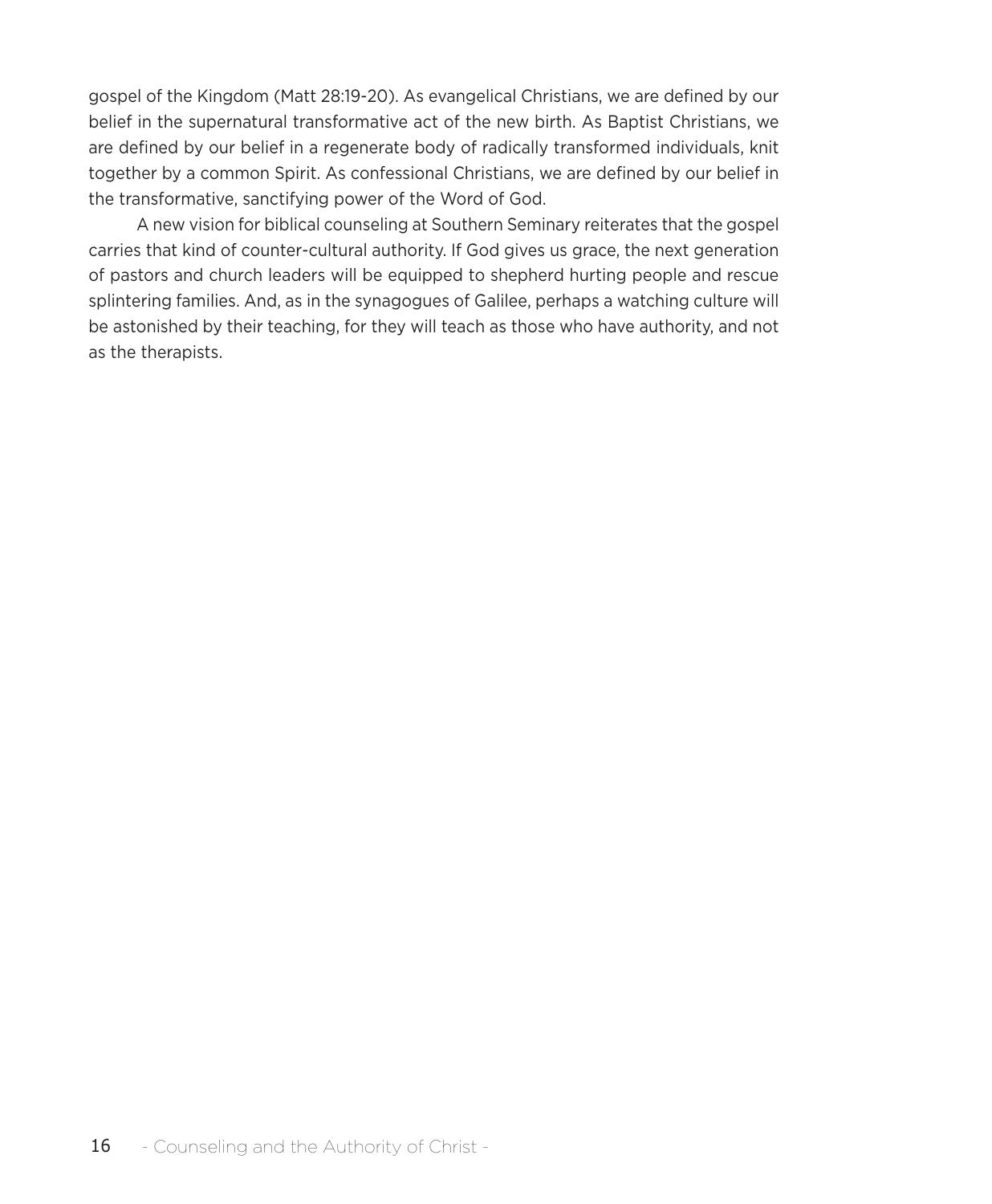gospel of the Kingdom (Matt 28:19-20). As evangelical Christians, we are defined by our belief in the supernatural transformative act of the new birth. As Baptist Christians, we are defined by our belief in a regenerate body of radically transformed individuals, knit together by a common Spirit. As confessional Christians, we are defined by our belief in the transformative, sanctifying power of the Word of God.

A new vision for biblical counseling at Southern Seminary reiterates that the gospel carries that kind of counter-cultural authority. If God gives us grace, the next generation of pastors and church leaders will be equipped to shepherd hurting people and rescue splintering families. And, as in the synagogues of Galilee, perhaps a watching culture will be astonished by their teaching, for they will teach as those who have authority, and not as the therapists.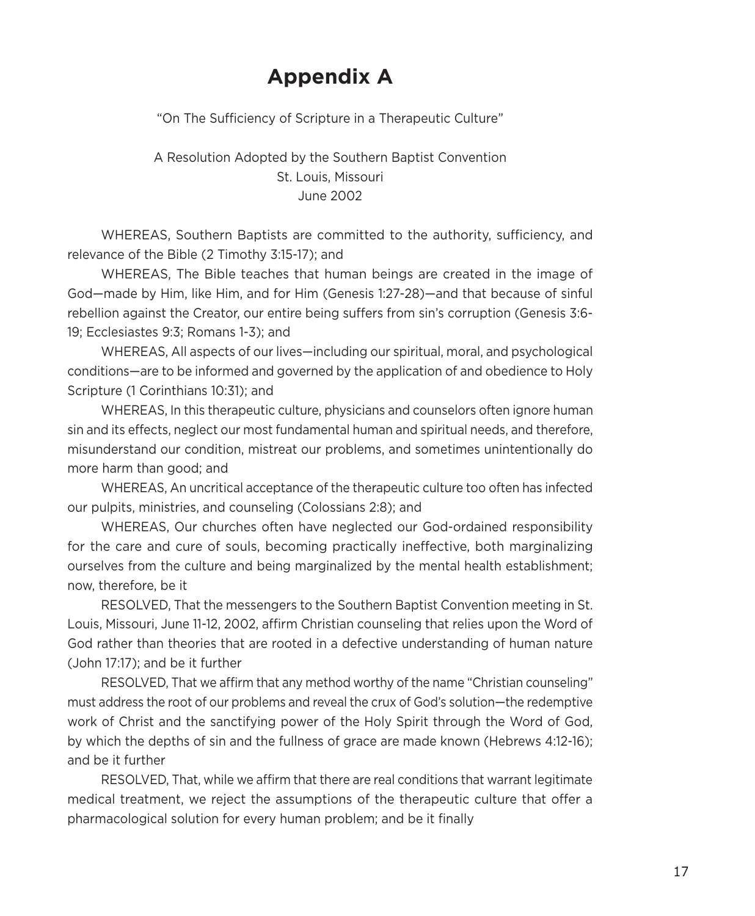# Appendix A

"On The Sufficiency of Scripture in a Therapeutic Culture"

A Resolution Adopted by the Southern Baptist Convention
St. Louis, Missouri
June 2002

WHEREAS, Southern Baptists are committed to the authority, sufficiency, and relevance of the Bible (2 Timothy 3:15-17); and

WHEREAS, The Bible teaches that human beings are created in the image of God—made by Him, like Him, and for Him (Genesis 1:27-28)—and that because of sinful rebellion against the Creator, our entire being suffers from sin's corruption (Genesis 3:6-19; Ecclesiastes 9:3; Romans 1-3); and

WHEREAS, All aspects of our lives—including our spiritual, moral, and psychological conditions—are to be informed and governed by the application of and obedience to Holy Scripture (1 Corinthians 10:31); and

WHEREAS, In this therapeutic culture, physicians and counselors often ignore human sin and its effects, neglect our most fundamental human and spiritual needs, and therefore, misunderstand our condition, mistreat our problems, and sometimes unintentionally do more harm than good; and

WHEREAS, An uncritical acceptance of the therapeutic culture too often has infected our pulpits, ministries, and counseling (Colossians 2:8); and

WHEREAS, Our churches often have neglected our God-ordained responsibility for the care and cure of souls, becoming practically ineffective, both marginalizing ourselves from the culture and being marginalized by the mental health establishment; now, therefore, be it

RESOLVED, That the messengers to the Southern Baptist Convention meeting in St. Louis, Missouri, June 11-12, 2002, affirm Christian counseling that relies upon the Word of God rather than theories that are rooted in a defective understanding of human nature (John 17:17); and be it further

RESOLVED, That we affirm that any method worthy of the name "Christian counseling" must address the root of our problems and reveal the crux of God's solution—the redemptive work of Christ and the sanctifying power of the Holy Spirit through the Word of God, by which the depths of sin and the fullness of grace are made known (Hebrews 4:12-16); and be it further

RESOLVED, That, while we affirm that there are real conditions that warrant legitimate medical treatment, we reject the assumptions of the therapeutic culture that offer a pharmacological solution for every human problem; and be it finally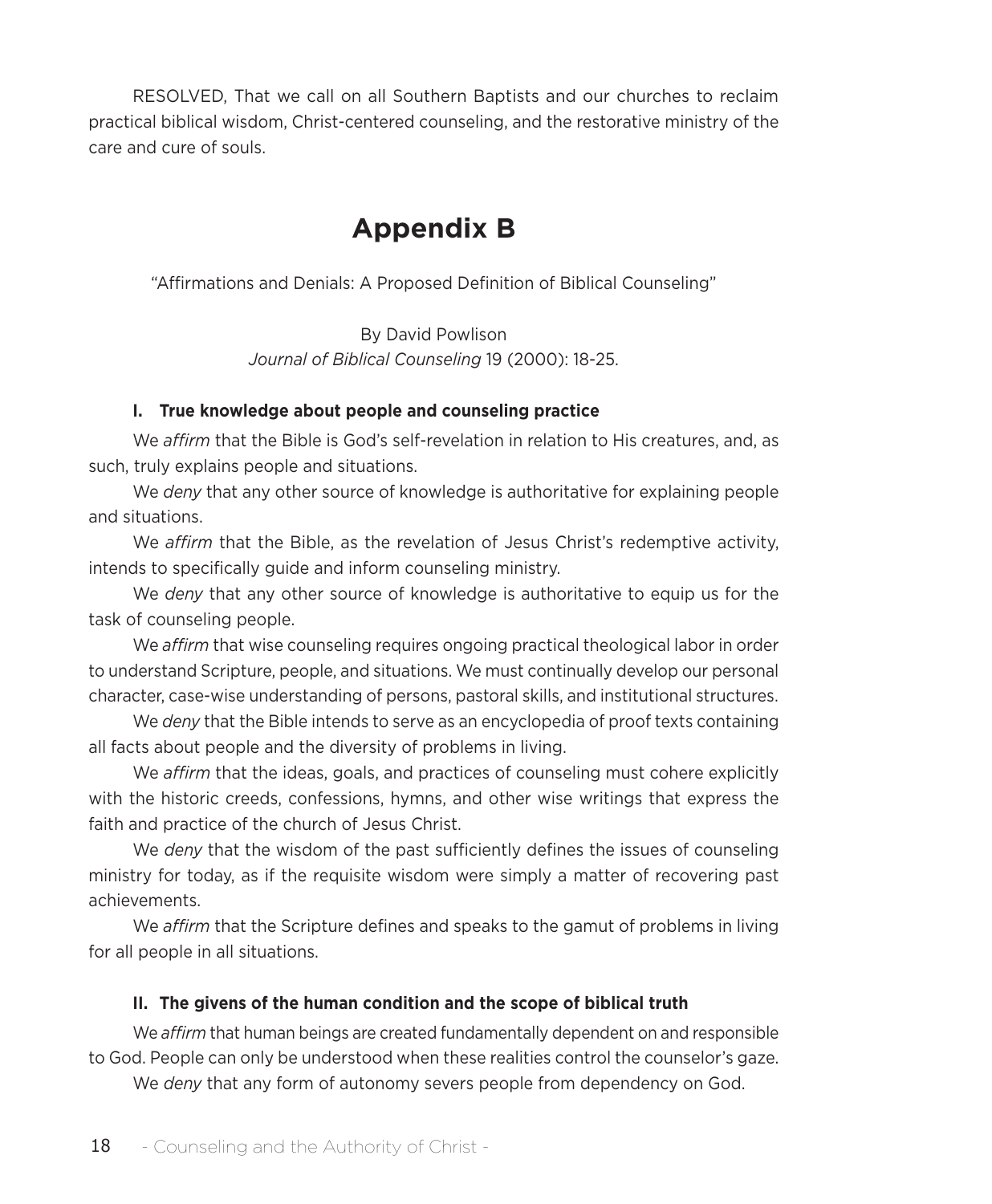RESOLVED, That we call on all Southern Baptists and our churches to reclaim practical biblical wisdom, Christ-centered counseling, and the restorative ministry of the care and cure of souls.

# Appendix B

"Affirmations and Denials: A Proposed Definition of Biblical Counseling"

By David Powlison
*Journal of Biblical Counseling* 19 (2000): 18-25.

### I. True knowledge about people and counseling practice

We *affirm* that the Bible is God's self-revelation in relation to His creatures, and, as such, truly explains people and situations.

We *deny* that any other source of knowledge is authoritative for explaining people and situations.

We *affirm* that the Bible, as the revelation of Jesus Christ's redemptive activity, intends to specifically guide and inform counseling ministry.

We *deny* that any other source of knowledge is authoritative to equip us for the task of counseling people.

We *affirm* that wise counseling requires ongoing practical theological labor in order to understand Scripture, people, and situations. We must continually develop our personal character, case-wise understanding of persons, pastoral skills, and institutional structures.

We *deny* that the Bible intends to serve as an encyclopedia of proof texts containing all facts about people and the diversity of problems in living.

We *affirm* that the ideas, goals, and practices of counseling must cohere explicitly with the historic creeds, confessions, hymns, and other wise writings that express the faith and practice of the church of Jesus Christ.

We *deny* that the wisdom of the past sufficiently defines the issues of counseling ministry for today, as if the requisite wisdom were simply a matter of recovering past achievements.

We *affirm* that the Scripture defines and speaks to the gamut of problems in living for all people in all situations.

### II. The givens of the human condition and the scope of biblical truth

We *affirm* that human beings are created fundamentally dependent on and responsible to God. People can only be understood when these realities control the counselor's gaze.

We *deny* that any form of autonomy severs people from dependency on God.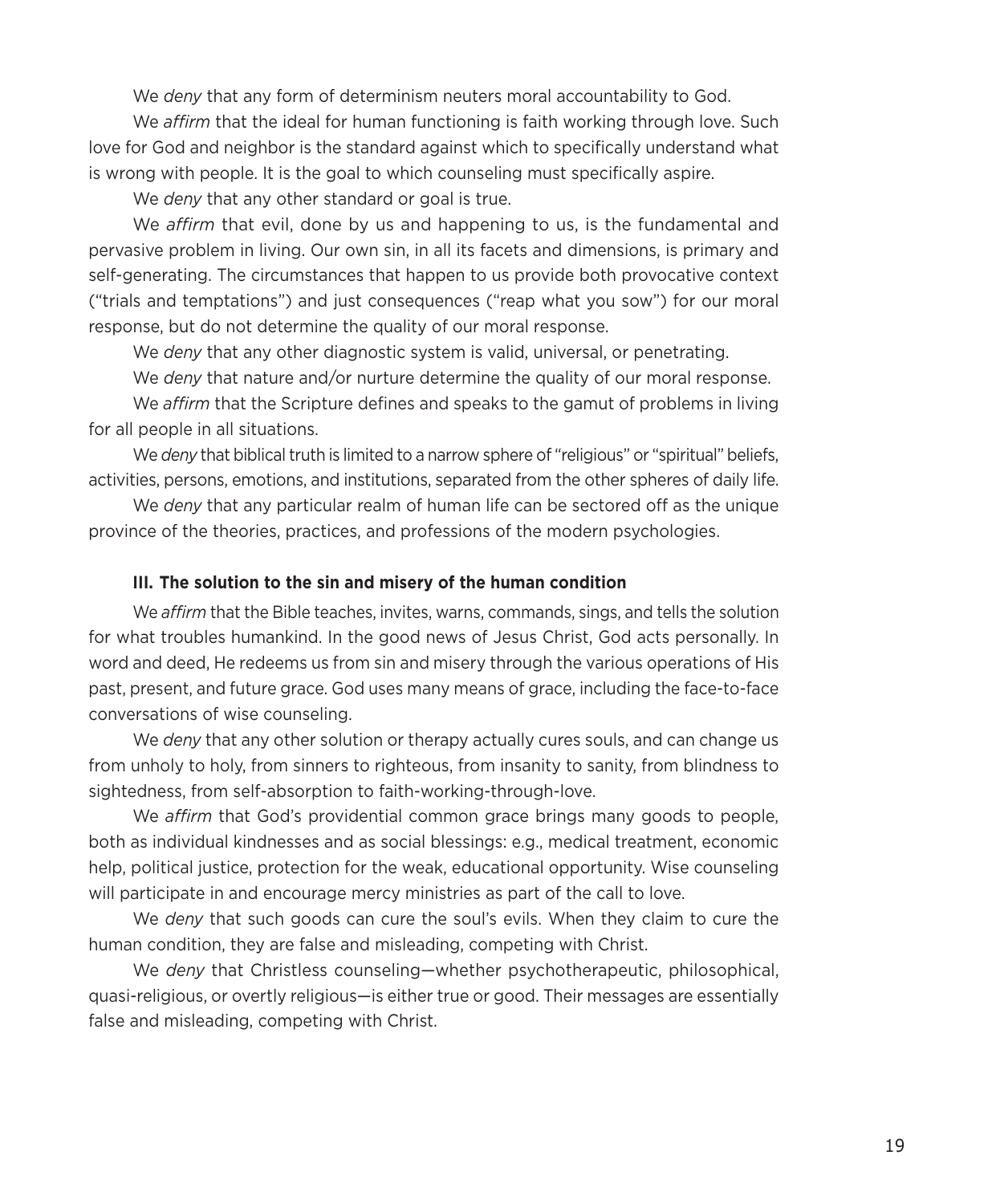We *deny* that any form of determinism neuters moral accountability to God.

We *affirm* that the ideal for human functioning is faith working through love. Such love for God and neighbor is the standard against which to specifically understand what is wrong with people. It is the goal to which counseling must specifically aspire.

We *deny* that any other standard or goal is true.

We *affirm* that evil, done by us and happening to us, is the fundamental and pervasive problem in living. Our own sin, in all its facets and dimensions, is primary and self-generating. The circumstances that happen to us provide both provocative context ("trials and temptations") and just consequences ("reap what you sow") for our moral response, but do not determine the quality of our moral response.

We *deny* that any other diagnostic system is valid, universal, or penetrating.

We *deny* that nature and/or nurture determine the quality of our moral response.

We *affirm* that the Scripture defines and speaks to the gamut of problems in living for all people in all situations.

We *deny* that biblical truth is limited to a narrow sphere of "religious" or "spiritual" beliefs, activities, persons, emotions, and institutions, separated from the other spheres of daily life.

We *deny* that any particular realm of human life can be sectored off as the unique province of the theories, practices, and professions of the modern psychologies.

### III. The solution to the sin and misery of the human condition

We *affirm* that the Bible teaches, invites, warns, commands, sings, and tells the solution for what troubles humankind. In the good news of Jesus Christ, God acts personally. In word and deed, He redeems us from sin and misery through the various operations of His past, present, and future grace. God uses many means of grace, including the face-to-face conversations of wise counseling.

We *deny* that any other solution or therapy actually cures souls, and can change us from unholy to holy, from sinners to righteous, from insanity to sanity, from blindness to sightedness, from self-absorption to faith-working-through-love.

We *affirm* that God's providential common grace brings many goods to people, both as individual kindnesses and as social blessings: e.g., medical treatment, economic help, political justice, protection for the weak, educational opportunity. Wise counseling will participate in and encourage mercy ministries as part of the call to love.

We *deny* that such goods can cure the soul's evils. When they claim to cure the human condition, they are false and misleading, competing with Christ.

We *deny* that Christless counseling—whether psychotherapeutic, philosophical, quasi-religious, or overtly religious—is either true or good. Their messages are essentially false and misleading, competing with Christ.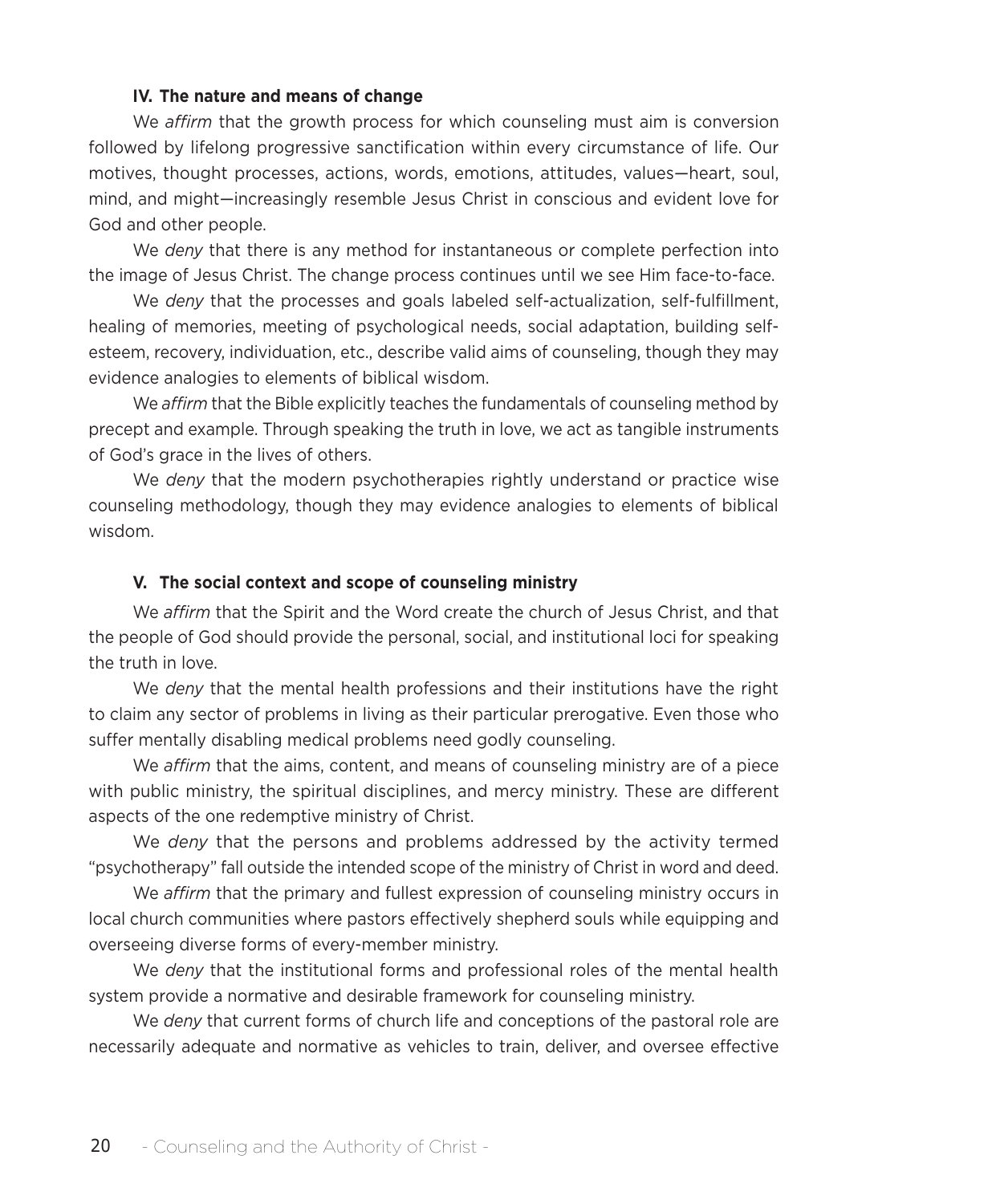### IV. The nature and means of change

We *affirm* that the growth process for which counseling must aim is conversion followed by lifelong progressive sanctification within every circumstance of life. Our motives, thought processes, actions, words, emotions, attitudes, values—heart, soul, mind, and might—increasingly resemble Jesus Christ in conscious and evident love for God and other people.

We *deny* that there is any method for instantaneous or complete perfection into the image of Jesus Christ. The change process continues until we see Him face-to-face.

We *deny* that the processes and goals labeled self-actualization, self-fulfillment, healing of memories, meeting of psychological needs, social adaptation, building self-esteem, recovery, individuation, etc., describe valid aims of counseling, though they may evidence analogies to elements of biblical wisdom.

We *affirm* that the Bible explicitly teaches the fundamentals of counseling method by precept and example. Through speaking the truth in love, we act as tangible instruments of God's grace in the lives of others.

We *deny* that the modern psychotherapies rightly understand or practice wise counseling methodology, though they may evidence analogies to elements of biblical wisdom.

### V. The social context and scope of counseling ministry

We *affirm* that the Spirit and the Word create the church of Jesus Christ, and that the people of God should provide the personal, social, and institutional loci for speaking the truth in love.

We *deny* that the mental health professions and their institutions have the right to claim any sector of problems in living as their particular prerogative. Even those who suffer mentally disabling medical problems need godly counseling.

We *affirm* that the aims, content, and means of counseling ministry are of a piece with public ministry, the spiritual disciplines, and mercy ministry. These are different aspects of the one redemptive ministry of Christ.

We *deny* that the persons and problems addressed by the activity termed "psychotherapy" fall outside the intended scope of the ministry of Christ in word and deed.

We *affirm* that the primary and fullest expression of counseling ministry occurs in local church communities where pastors effectively shepherd souls while equipping and overseeing diverse forms of every-member ministry.

We *deny* that the institutional forms and professional roles of the mental health system provide a normative and desirable framework for counseling ministry.

We *deny* that current forms of church life and conceptions of the pastoral role are necessarily adequate and normative as vehicles to train, deliver, and oversee effective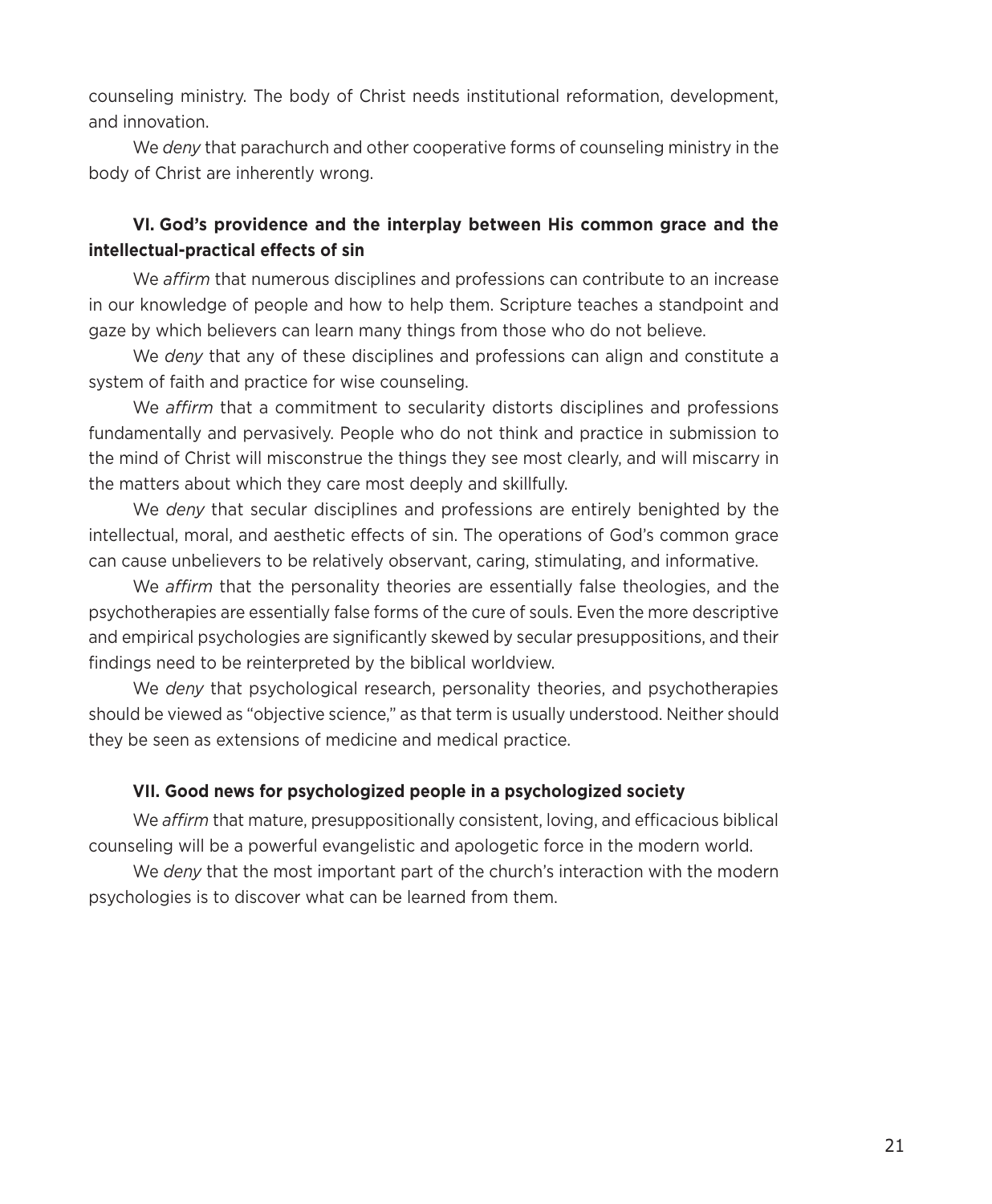counseling ministry. The body of Christ needs institutional reformation, development, and innovation.

We *deny* that parachurch and other cooperative forms of counseling ministry in the body of Christ are inherently wrong.

### VI. God's providence and the interplay between His common grace and the intellectual-practical effects of sin

We *affirm* that numerous disciplines and professions can contribute to an increase in our knowledge of people and how to help them. Scripture teaches a standpoint and gaze by which believers can learn many things from those who do not believe.

We *deny* that any of these disciplines and professions can align and constitute a system of faith and practice for wise counseling.

We *affirm* that a commitment to secularity distorts disciplines and professions fundamentally and pervasively. People who do not think and practice in submission to the mind of Christ will misconstrue the things they see most clearly, and will miscarry in the matters about which they care most deeply and skillfully.

We *deny* that secular disciplines and professions are entirely benighted by the intellectual, moral, and aesthetic effects of sin. The operations of God's common grace can cause unbelievers to be relatively observant, caring, stimulating, and informative.

We *affirm* that the personality theories are essentially false theologies, and the psychotherapies are essentially false forms of the cure of souls. Even the more descriptive and empirical psychologies are significantly skewed by secular presuppositions, and their findings need to be reinterpreted by the biblical worldview.

We *deny* that psychological research, personality theories, and psychotherapies should be viewed as "objective science," as that term is usually understood. Neither should they be seen as extensions of medicine and medical practice.

### VII. Good news for psychologized people in a psychologized society

We *affirm* that mature, presuppositionally consistent, loving, and efficacious biblical counseling will be a powerful evangelistic and apologetic force in the modern world.

We *deny* that the most important part of the church's interaction with the modern psychologies is to discover what can be learned from them.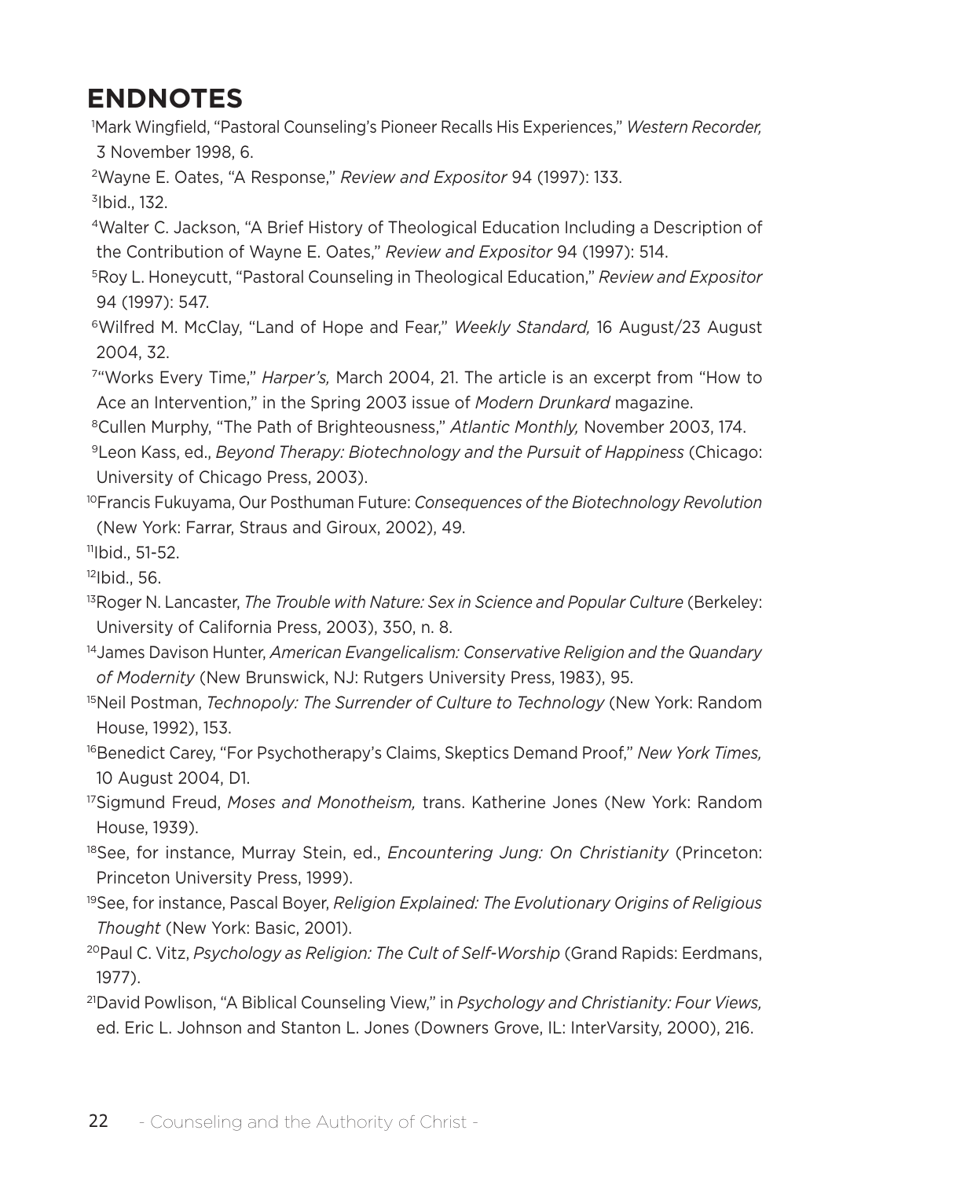## ENDNOTES

[1]Mark Wingfield, "Pastoral Counseling's Pioneer Recalls His Experiences," *Western Recorder,* 3 November 1998, 6.

[2]Wayne E. Oates, "A Response," *Review and Expositor* 94 (1997): 133.

[3]Ibid., 132.

[4]Walter C. Jackson, "A Brief History of Theological Education Including a Description of the Contribution of Wayne E. Oates," *Review and Expositor* 94 (1997): 514.

[5]Roy L. Honeycutt, "Pastoral Counseling in Theological Education," *Review and Expositor* 94 (1997): 547.

[6]Wilfred M. McClay, "Land of Hope and Fear," *Weekly Standard,* 16 August/23 August 2004, 32.

[7]"Works Every Time," *Harper's,* March 2004, 21. The article is an excerpt from "How to Ace an Intervention," in the Spring 2003 issue of *Modern Drunkard* magazine.

[8]Cullen Murphy, "The Path of Brighteousness," *Atlantic Monthly,* November 2003, 174.

[9]Leon Kass, ed., *Beyond Therapy: Biotechnology and the Pursuit of Happiness* (Chicago: University of Chicago Press, 2003).

[10]Francis Fukuyama, Our Posthuman Future: *Consequences of the Biotechnology Revolution* (New York: Farrar, Straus and Giroux, 2002), 49.

[11]Ibid., 51-52.

[12]Ibid., 56.

[13]Roger N. Lancaster, *The Trouble with Nature: Sex in Science and Popular Culture* (Berkeley: University of California Press, 2003), 350, n. 8.

[14]James Davison Hunter, *American Evangelicalism: Conservative Religion and the Quandary of Modernity* (New Brunswick, NJ: Rutgers University Press, 1983), 95.

[15]Neil Postman, *Technopoly: The Surrender of Culture to Technology* (New York: Random House, 1992), 153.

[16]Benedict Carey, "For Psychotherapy's Claims, Skeptics Demand Proof," *New York Times,* 10 August 2004, D1.

[17]Sigmund Freud, *Moses and Monotheism,* trans. Katherine Jones (New York: Random House, 1939).

[18]See, for instance, Murray Stein, ed., *Encountering Jung: On Christianity* (Princeton: Princeton University Press, 1999).

[19]See, for instance, Pascal Boyer, *Religion Explained: The Evolutionary Origins of Religious Thought* (New York: Basic, 2001).

[20]Paul C. Vitz, *Psychology as Religion: The Cult of Self-Worship* (Grand Rapids: Eerdmans, 1977).

[21]David Powlison, "A Biblical Counseling View," in *Psychology and Christianity: Four Views,* ed. Eric L. Johnson and Stanton L. Jones (Downers Grove, IL: InterVarsity, 2000), 216.